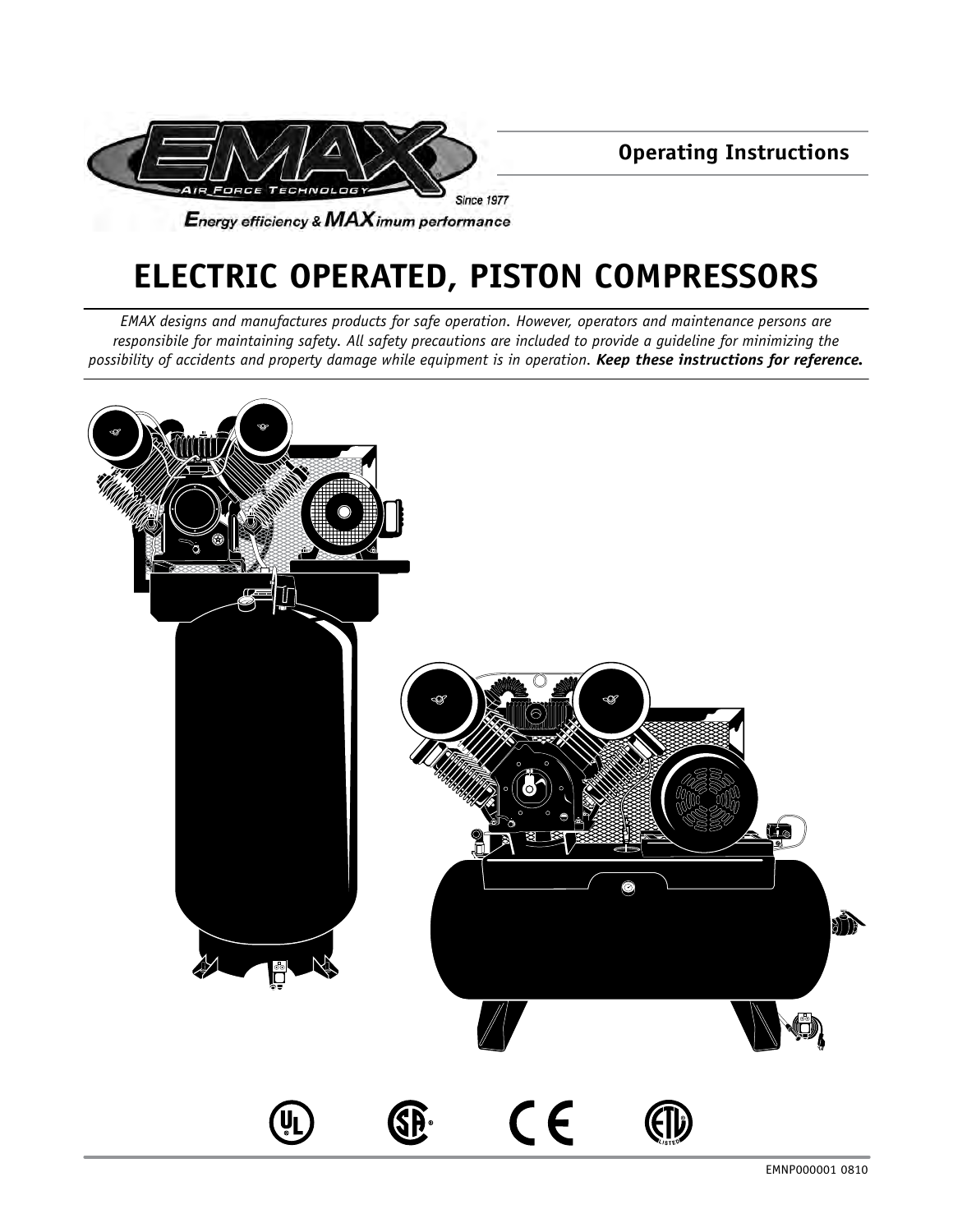EMAX

AIR FORCE TECHNOLOGY

Since 1977

**E**nergy efficiency & **MAX**imum performance

**Operating Instructions**

# ELECTRIC OPERATED, PISTON COMPRESSORS

*EMAX designs and manufactures products for safe operation. However, operators and maintenance persons are responsibile for maintaining safety. All safety precautions are included to provide a guideline for minimizing the possibility of accidents and property damage while equipment is in operation.* ***Keep these instructions for reference.***

EMNP000001 0810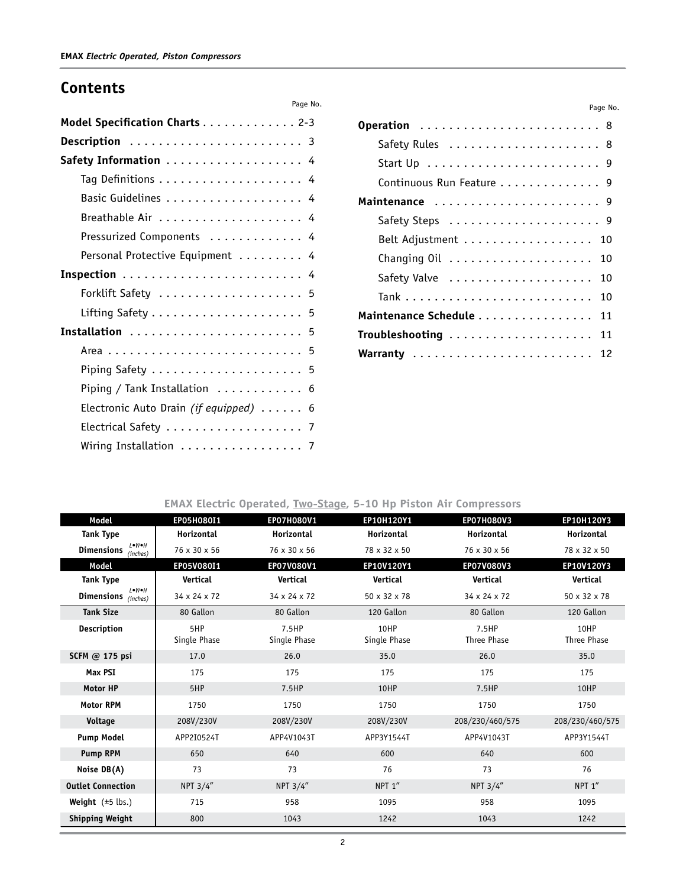## Contents

| | Page No. |
|---|---|
| **Model Specification Charts** | 2-3 |
| **Description** | 3 |
| **Safety Information** | 4 |
| Tag Definitions | 4 |
| Basic Guidelines | 4 |
| Breathable Air | 4 |
| Pressurized Components | 4 |
| Personal Protective Equipment | 4 |
| **Inspection** | 4 |
| Forklift Safety | 5 |
| Lifting Safety | 5 |
| **Installation** | 5 |
| Area | 5 |
| Piping Safety | 5 |
| Piping / Tank Installation | 6 |
| Electronic Auto Drain *(if equipped)* | 6 |
| Electrical Safety | 7 |
| Wiring Installation | 7 |
| **Operation** | 8 |
| Safety Rules | 8 |
| Start Up | 9 |
| Continuous Run Feature | 9 |
| **Maintenance** | 9 |
| Safety Steps | 9 |
| Belt Adjustment | 10 |
| Changing Oil | 10 |
| Safety Valve | 10 |
| Tank | 10 |
| **Maintenance Schedule** | 11 |
| **Troubleshooting** | 11 |
| **Warranty** | 12 |

### EMAX Electric Operated, Two-Stage, 5-10 Hp Piston Air Compressors

| Model | EP05H080I1 | EP07H080V1 | EP10H120Y1 | EP07H080V3 | EP10H120Y3 |
|---|---|---|---|---|---|
| Tank Type | Horizontal | Horizontal | Horizontal | Horizontal | Horizontal |
| Dimensions L•W•H (inches) | 76 x 30 x 56 | 76 x 30 x 56 | 78 x 32 x 50 | 76 x 30 x 56 | 78 x 32 x 50 |
| **Model** | **EP05V080I1** | **EP07V080V1** | **EP10V120Y1** | **EP07V080V3** | **EP10V120Y3** |
| Tank Type | Vertical | Vertical | Vertical | Vertical | Vertical |
| Dimensions L•W•H (inches) | 34 x 24 x 72 | 34 x 24 x 72 | 50 x 32 x 78 | 34 x 24 x 72 | 50 x 32 x 78 |
| Tank Size | 80 Gallon | 80 Gallon | 120 Gallon | 80 Gallon | 120 Gallon |
| Description | 5HP Single Phase | 7.5HP Single Phase | 10HP Single Phase | 7.5HP Three Phase | 10HP Three Phase |
| SCFM @ 175 psi | 17.0 | 26.0 | 35.0 | 26.0 | 35.0 |
| Max PSI | 175 | 175 | 175 | 175 | 175 |
| Motor HP | 5HP | 7.5HP | 10HP | 7.5HP | 10HP |
| Motor RPM | 1750 | 1750 | 1750 | 1750 | 1750 |
| Voltage | 208V/230V | 208V/230V | 208V/230V | 208/230/460/575 | 208/230/460/575 |
| Pump Model | APP2I0524T | APP4V1043T | APP3Y1544T | APP4V1043T | APP3Y1544T |
| Pump RPM | 650 | 640 | 600 | 640 | 600 |
| Noise DB(A) | 73 | 73 | 76 | 73 | 76 |
| Outlet Connection | NPT 3/4″ | NPT 3/4″ | NPT 1″ | NPT 3/4″ | NPT 1″ |
| Weight (±5 lbs.) | 715 | 958 | 1095 | 958 | 1095 |
| Shipping Weight | 800 | 1043 | 1242 | 1043 | 1242 |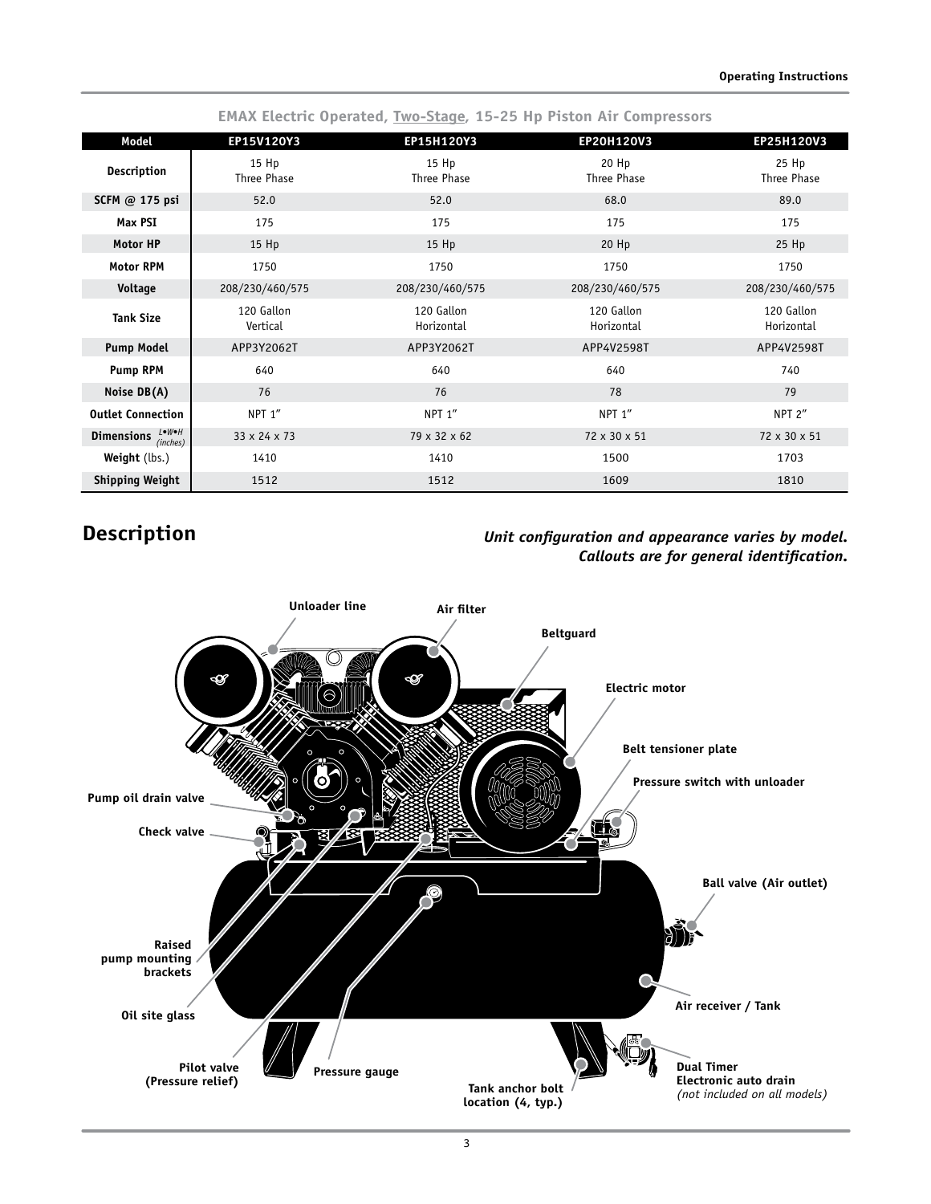## EMAX Electric Operated, Two-Stage, 15-25 Hp Piston Air Compressors

| Model | EP15V120Y3 | EP15H120Y3 | EP20H120V3 | EP25H120V3 |
|---|---|---|---|---|
| Description | 15 Hp Three Phase | 15 Hp Three Phase | 20 Hp Three Phase | 25 Hp Three Phase |
| SCFM @ 175 psi | 52.0 | 52.0 | 68.0 | 89.0 |
| Max PSI | 175 | 175 | 175 | 175 |
| Motor HP | 15 Hp | 15 Hp | 20 Hp | 25 Hp |
| Motor RPM | 1750 | 1750 | 1750 | 1750 |
| Voltage | 208/230/460/575 | 208/230/460/575 | 208/230/460/575 | 208/230/460/575 |
| Tank Size | 120 Gallon Vertical | 120 Gallon Horizontal | 120 Gallon Horizontal | 120 Gallon Horizontal |
| Pump Model | APP3Y2062T | APP3Y2062T | APP4V2598T | APP4V2598T |
| Pump RPM | 640 | 640 | 640 | 740 |
| Noise DB(A) | 76 | 76 | 78 | 79 |
| Outlet Connection | NPT 1″ | NPT 1″ | NPT 1″ | NPT 2″ |
| Dimensions L•W•H (inches) | 33 x 24 x 73 | 79 x 32 x 62 | 72 x 30 x 51 | 72 x 30 x 51 |
| Weight (lbs.) | 1410 | 1410 | 1500 | 1703 |
| Shipping Weight | 1512 | 1512 | 1609 | 1810 |

# Description

***Unit configuration and appearance varies by model. Callouts are for general identification.***

Unloader line
Air filter
Beltguard
Electric motor
Belt tensioner plate
Pressure switch with unloader
Pump oil drain valve
Check valve
Ball valve (Air outlet)
Raised pump mounting brackets
Air receiver / Tank
Oil site glass
Pilot valve (Pressure relief)
Pressure gauge
Tank anchor bolt location (4, typ.)
Dual Timer Electronic auto drain *(not included on all models)*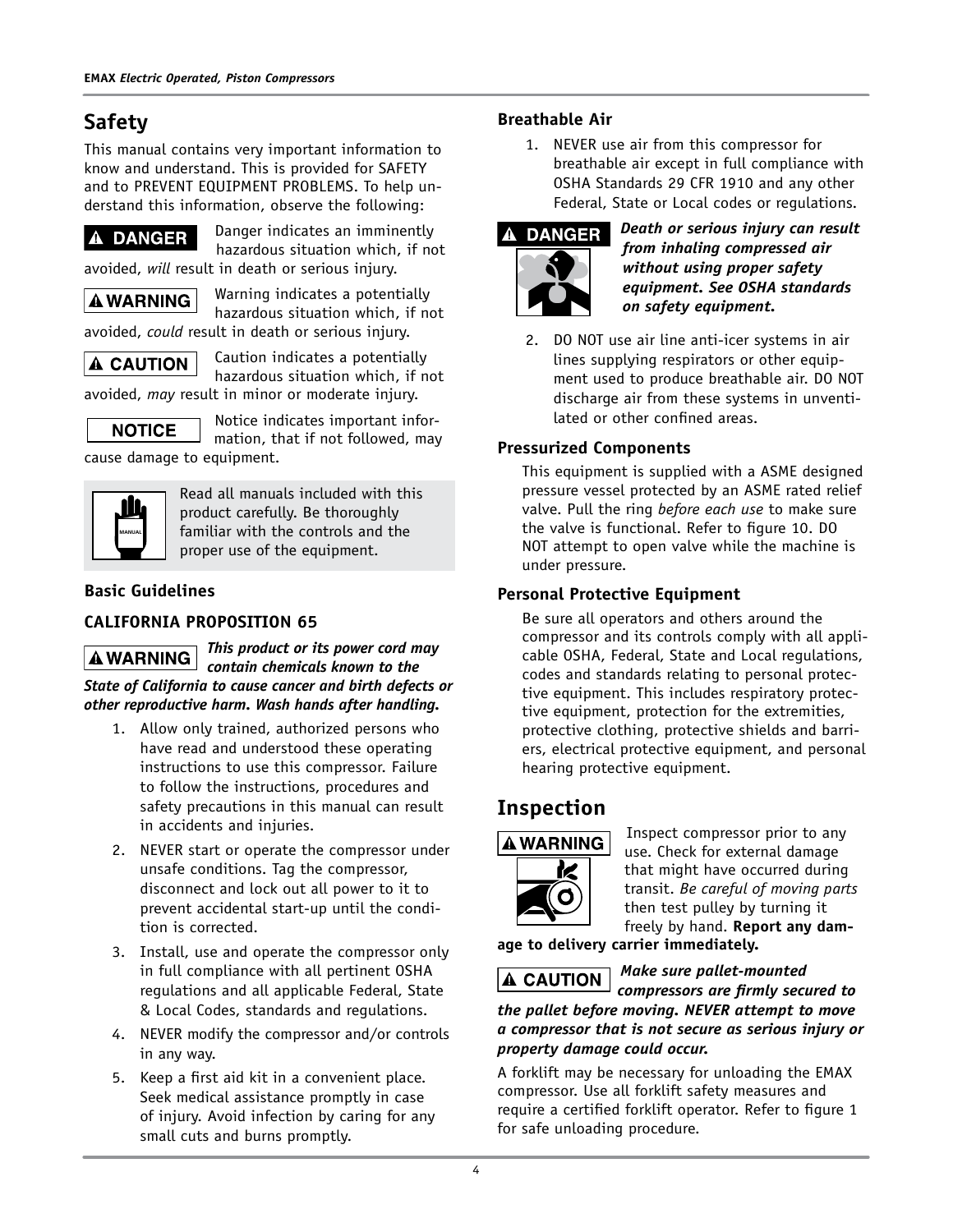## Safety

This manual contains very important information to know and understand. This is provided for SAFETY and to PREVENT EQUIPMENT PROBLEMS. To help understand this information, observe the following:

**⚠ DANGER** Danger indicates an imminently hazardous situation which, if not avoided, *will* result in death or serious injury.

**⚠ WARNING** Warning indicates a potentially hazardous situation which, if not avoided, *could* result in death or serious injury.

**⚠ CAUTION** Caution indicates a potentially hazardous situation which, if not avoided, *may* result in minor or moderate injury.

**NOTICE** Notice indicates important information, that if not followed, may cause damage to equipment.

Read all manuals included with this product carefully. Be thoroughly familiar with the controls and the proper use of the equipment.

### Basic Guidelines

### CALIFORNIA PROPOSITION 65

**⚠ WARNING** ***This product or its power cord may contain chemicals known to the State of California to cause cancer and birth defects or other reproductive harm. Wash hands after handling.***

1. Allow only trained, authorized persons who have read and understood these operating instructions to use this compressor. Failure to follow the instructions, procedures and safety precautions in this manual can result in accidents and injuries.
2. NEVER start or operate the compressor under unsafe conditions. Tag the compressor, disconnect and lock out all power to it to prevent accidental start-up until the condition is corrected.
3. Install, use and operate the compressor only in full compliance with all pertinent OSHA regulations and all applicable Federal, State & Local Codes, standards and regulations.
4. NEVER modify the compressor and/or controls in any way.
5. Keep a first aid kit in a convenient place. Seek medical assistance promptly in case of injury. Avoid infection by caring for any small cuts and burns promptly.

### Breathable Air

1. NEVER use air from this compressor for breathable air except in full compliance with OSHA Standards 29 CFR 1910 and any other Federal, State or Local codes or regulations.

**⚠ DANGER** ***Death or serious injury can result from inhaling compressed air without using proper safety equipment. See OSHA standards on safety equipment.***

2. DO NOT use air line anti-icer systems in air lines supplying respirators or other equipment used to produce breathable air. DO NOT discharge air from these systems in unventilated or other confined areas.

### Pressurized Components

This equipment is supplied with a ASME designed pressure vessel protected by an ASME rated relief valve. Pull the ring *before each use* to make sure the valve is functional. Refer to figure 10. DO NOT attempt to open valve while the machine is under pressure.

### Personal Protective Equipment

Be sure all operators and others around the compressor and its controls comply with all applicable OSHA, Federal, State and Local regulations, codes and standards relating to personal protective equipment. This includes respiratory protective equipment, protection for the extremities, protective clothing, protective shields and barriers, electrical protective equipment, and personal hearing protective equipment.

## Inspection

**⚠ WARNING** Inspect compressor prior to any use. Check for external damage that might have occurred during transit. *Be careful of moving parts* then test pulley by turning it freely by hand. **Report any damage to delivery carrier immediately.**

**⚠ CAUTION** ***Make sure pallet-mounted compressors are firmly secured to the pallet before moving. NEVER attempt to move a compressor that is not secure as serious injury or property damage could occur.***

A forklift may be necessary for unloading the EMAX compressor. Use all forklift safety measures and require a certified forklift operator. Refer to figure 1 for safe unloading procedure.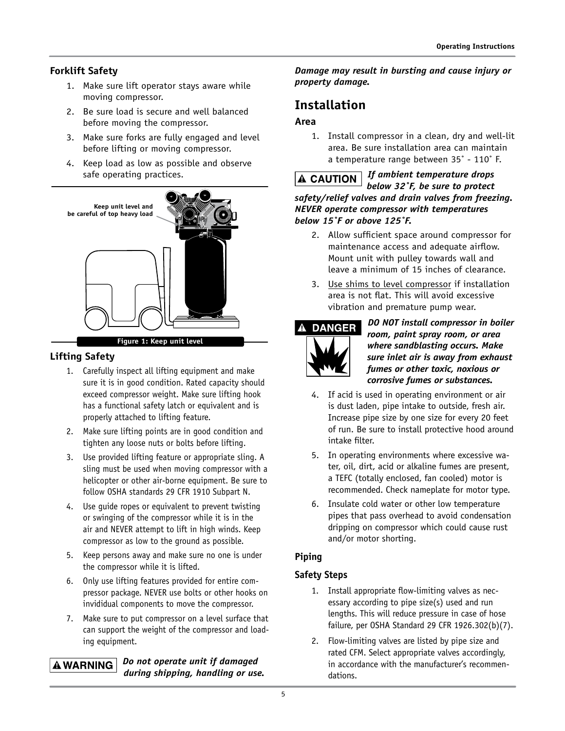## Forklift Safety

1. Make sure lift operator stays aware while moving compressor.
2. Be sure load is secure and well balanced before moving the compressor.
3. Make sure forks are fully engaged and level before lifting or moving compressor.
4. Keep load as low as possible and observe safe operating practices.

Keep unit level and be careful of top heavy load

Figure 1: Keep unit level

## Lifting Safety

1. Carefully inspect all lifting equipment and make sure it is in good condition. Rated capacity should exceed compressor weight. Make sure lifting hook has a functional safety latch or equivalent and is properly attached to lifting feature.
2. Make sure lifting points are in good condition and tighten any loose nuts or bolts before lifting.
3. Use provided lifting feature or appropriate sling. A sling must be used when moving compressor with a helicopter or other air-borne equipment. Be sure to follow OSHA standards 29 CFR 1910 Subpart N.
4. Use guide ropes or equivalent to prevent twisting or swinging of the compressor while it is in the air and NEVER attempt to lift in high winds. Keep compressor as low to the ground as possible.
5. Keep persons away and make sure no one is under the compressor while it is lifted.
6. Only use lifting features provided for entire compressor package. NEVER use bolts or other hooks on invididual components to move the compressor.
7. Make sure to put compressor on a level surface that can support the weight of the compressor and loading equipment.

**⚠ WARNING** ***Do not operate unit if damaged during shipping, handling or use. Damage may result in bursting and cause injury or property damage.***

# Installation

## Area

1. Install compressor in a clean, dry and well-lit area. Be sure installation area can maintain a temperature range between 35˚ - 110˚ F.

**⚠ CAUTION** ***If ambient temperature drops below 32˚F, be sure to protect safety/relief valves and drain valves from freezing. NEVER operate compressor with temperatures below 15˚F or above 125˚F.***

2. Allow sufficient space around compressor for maintenance access and adequate airflow. Mount unit with pulley towards wall and leave a minimum of 15 inches of clearance.
3. Use shims to level compressor if installation area is not flat. This will avoid excessive vibration and premature pump wear.

**⚠ DANGER** ***DO NOT install compressor in boiler room, paint spray room, or area where sandblasting occurs. Make sure inlet air is away from exhaust fumes or other toxic, noxious or corrosive fumes or substances.***

4. If acid is used in operating environment or air is dust laden, pipe intake to outside, fresh air. Increase pipe size by one size for every 20 feet of run. Be sure to install protective hood around intake filter.
5. In operating environments where excessive water, oil, dirt, acid or alkaline fumes are present, a TEFC (totally enclosed, fan cooled) motor is recommended. Check nameplate for motor type.
6. Insulate cold water or other low temperature pipes that pass overhead to avoid condensation dripping on compressor which could cause rust and/or motor shorting.

## Piping

### Safety Steps

1. Install appropriate flow-limiting valves as necessary according to pipe size(s) used and run lengths. This will reduce pressure in case of hose failure, per OSHA Standard 29 CFR 1926.302(b)(7).
2. Flow-limiting valves are listed by pipe size and rated CFM. Select appropriate valves accordingly, in accordance with the manufacturer's recommendations.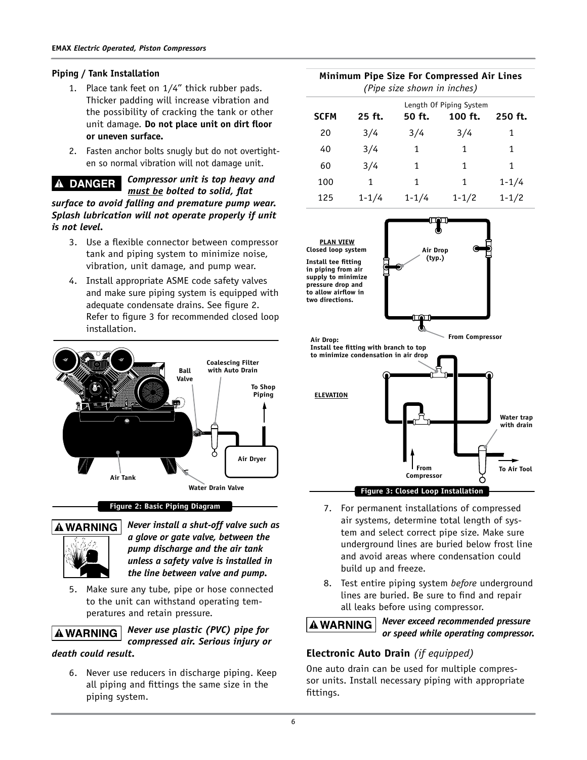## Piping / Tank Installation

1. Place tank feet on 1/4" thick rubber pads. Thicker padding will increase vibration and the possibility of cracking the tank or other unit damage. **Do not place unit on dirt floor or uneven surface.**
2. Fasten anchor bolts snugly but do not overtighten so normal vibration will not damage unit.

**DANGER** ***Compressor unit is top heavy and must be bolted to solid, flat surface to avoid falling and premature pump wear. Splash lubrication will not operate properly if unit is not level.***

3. Use a flexible connector between compressor tank and piping system to minimize noise, vibration, unit damage, and pump wear.
4. Install appropriate ASME code safety valves and make sure piping system is equipped with adequate condensate drains. See figure 2. Refer to figure 3 for recommended closed loop installation.

**Figure 2: Basic Piping Diagram**

**WARNING** ***Never install a shut-off valve such as a glove or gate valve, between the pump discharge and the air tank unless a safety valve is installed in the line between valve and pump.***

5. Make sure any tube, pipe or hose connected to the unit can withstand operating temperatures and retain pressure.

**WARNING** ***Never use plastic (PVC) pipe for compressed air. Serious injury or death could result.***

6. Never use reducers in discharge piping. Keep all piping and fittings the same size in the piping system.

**Minimum Pipe Size For Compressed Air Lines**
*(Pipe size shown in inches)*

| | Length Of Piping System | | | |
|---|---|---|---|---|
| **SCFM** | **25 ft.** | **50 ft.** | **100 ft.** | **250 ft.** |
| 20 | 3/4 | 3/4 | 3/4 | 1 |
| 40 | 3/4 | 1 | 1 | 1 |
| 60 | 3/4 | 1 | 1 | 1 |
| 100 | 1 | 1 | 1 | 1-1/4 |
| 125 | 1-1/4 | 1-1/4 | 1-1/2 | 1-1/2 |

**Figure 3: Closed Loop Installation**

7. For permanent installations of compressed air systems, determine total length of system and select correct pipe size. Make sure underground lines are buried below frost line and avoid areas where condensation could build up and freeze.
8. Test entire piping system *before* underground lines are buried. Be sure to find and repair all leaks before using compressor.

**WARNING** ***Never exceed recommended pressure or speed while operating compressor.***

## Electronic Auto Drain *(if equipped)*

One auto drain can be used for multiple compressor units. Install necessary piping with appropriate fittings.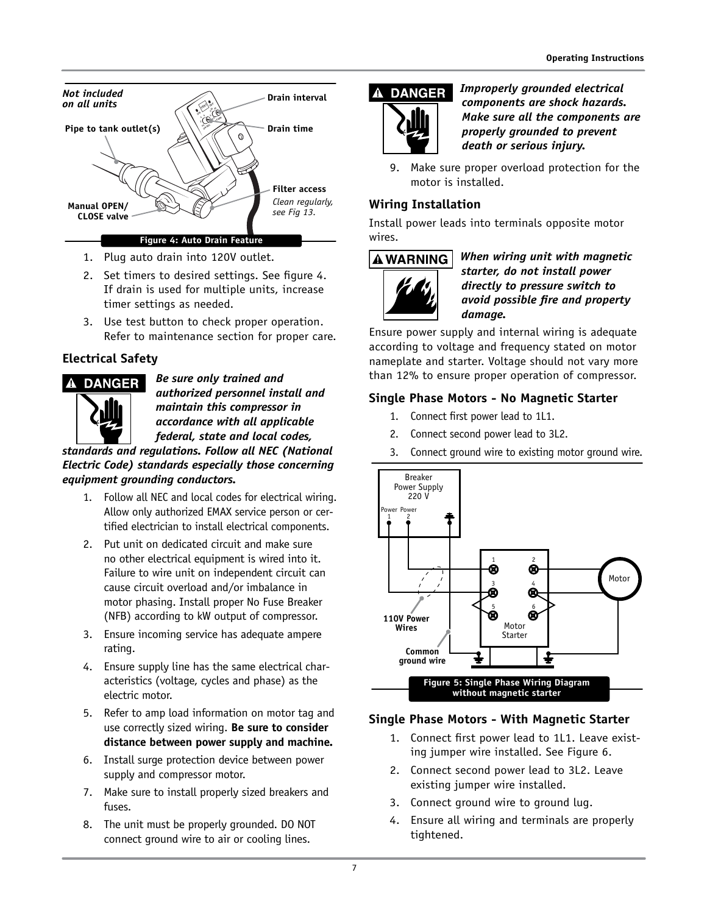Figure 4: Auto Drain Feature

1. Plug auto drain into 120V outlet.
2. Set timers to desired settings. See figure 4. If drain is used for multiple units, increase timer settings as needed.
3. Use test button to check proper operation. Refer to maintenance section for proper care.

## Electrical Safety

**⚠ DANGER**

***Be sure only trained and authorized personnel install and maintain this compressor in accordance with all applicable federal, state and local codes, standards and regulations. Follow all NEC (National Electric Code) standards especially those concerning equipment grounding conductors.***

1. Follow all NEC and local codes for electrical wiring. Allow only authorized EMAX service person or certified electrician to install electrical components.
2. Put unit on dedicated circuit and make sure no other electrical equipment is wired into it. Failure to wire unit on independent circuit can cause circuit overload and/or imbalance in motor phasing. Install proper No Fuse Breaker (NFB) according to kW output of compressor.
3. Ensure incoming service has adequate ampere rating.
4. Ensure supply line has the same electrical characteristics (voltage, cycles and phase) as the electric motor.
5. Refer to amp load information on motor tag and use correctly sized wiring. **Be sure to consider distance between power supply and machine.**
6. Install surge protection device between power supply and compressor motor.
7. Make sure to install properly sized breakers and fuses.
8. The unit must be properly grounded. DO NOT connect ground wire to air or cooling lines.

**⚠ DANGER**

***Improperly grounded electrical components are shock hazards. Make sure all the components are properly grounded to prevent death or serious injury.***

9. Make sure proper overload protection for the motor is installed.

## Wiring Installation

Install power leads into terminals opposite motor wires.

**⚠ WARNING**

***When wiring unit with magnetic starter, do not install power directly to pressure switch to avoid possible fire and property damage.***

Ensure power supply and internal wiring is adequate according to voltage and frequency stated on motor nameplate and starter. Voltage should not vary more than 12% to ensure proper operation of compressor.

## Single Phase Motors - No Magnetic Starter

1. Connect first power lead to 1L1.
2. Connect second power lead to 3L2.
3. Connect ground wire to existing motor ground wire.

Figure 5: Single Phase Wiring Diagram without magnetic starter

## Single Phase Motors - With Magnetic Starter

1. Connect first power lead to 1L1. Leave existing jumper wire installed. See Figure 6.
2. Connect second power lead to 3L2. Leave existing jumper wire installed.
3. Connect ground wire to ground lug.
4. Ensure all wiring and terminals are properly tightened.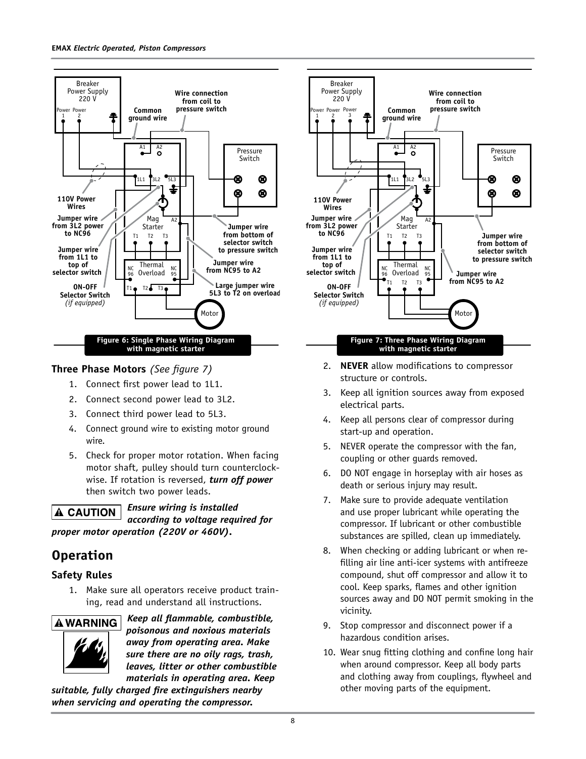Breaker Power Supply 220 V

Power 1 Power 2

Common ground wire

Wire connection from coil to pressure switch

A1 A2

Pressure Switch

1L1 3L2 5L3

110V Power Wires

Jumper wire from 3L2 power to NC96

Jumper wire from 1L1 to top of selector switch

ON-OFF Selector Switch *(if equipped)*

Mag Starter

A2

T1 T2 T3

Jumper wire from bottom of selector switch to pressure switch

Jumper wire from NC95 to A2

Thermal Overload

NC 96 NC 95

T1 T2 T3

Large jumper wire 5L3 to T2 on overload

Motor

**Figure 6: Single Phase Wiring Diagram with magnetic starter**

Breaker Power Supply 220 V

Power 1 Power 2 Power 3

Common ground wire

Wire connection from coil to pressure switch

A1 A2

Pressure Switch

1L1 3L2 5L3

110V Power Wires

Jumper wire from 3L2 power to NC96

Jumper wire from 1L1 to top of selector switch

ON-OFF Selector Switch *(if equipped)*

Mag Starter

A2

T1 T2 T3

Jumper wire from bottom of selector switch to pressure switch

Jumper wire from NC95 to A2

Thermal Overload

NC 96 NC 95

T1 T2 T3

Motor

**Figure 7: Three Phase Wiring Diagram with magnetic starter**

### Three Phase Motors *(See figure 7)*

1. Connect first power lead to 1L1.
2. Connect second power lead to 3L2.
3. Connect third power lead to 5L3.
4. Connect ground wire to existing motor ground wire.
5. Check for proper motor rotation. When facing motor shaft, pulley should turn counterclockwise. If rotation is reversed, ***turn off power*** then switch two power leads.

**⚠ CAUTION** ***Ensure wiring is installed according to voltage required for proper motor operation (220V or 460V).***

## Operation

### Safety Rules

1. Make sure all operators receive product training, read and understand all instructions.

**⚠ WARNING** ***Keep all flammable, combustible, poisonous and noxious materials away from operating area. Make sure there are no oily rags, trash, leaves, litter or other combustible materials in operating area. Keep suitable, fully charged fire extinguishers nearby when servicing and operating the compressor.***

2. **NEVER** allow modifications to compressor structure or controls.
3. Keep all ignition sources away from exposed electrical parts.
4. Keep all persons clear of compressor during start-up and operation.
5. NEVER operate the compressor with the fan, coupling or other guards removed.
6. DO NOT engage in horseplay with air hoses as death or serious injury may result.
7. Make sure to provide adequate ventilation and use proper lubricant while operating the compressor. If lubricant or other combustible substances are spilled, clean up immediately.
8. When checking or adding lubricant or when re-filling air line anti-icer systems with antifreeze compound, shut off compressor and allow it to cool. Keep sparks, flames and other ignition sources away and DO NOT permit smoking in the vicinity.
9. Stop compressor and disconnect power if a hazardous condition arises.
10. Wear snug fitting clothing and confine long hair when around compressor. Keep all body parts and clothing away from couplings, flywheel and other moving parts of the equipment.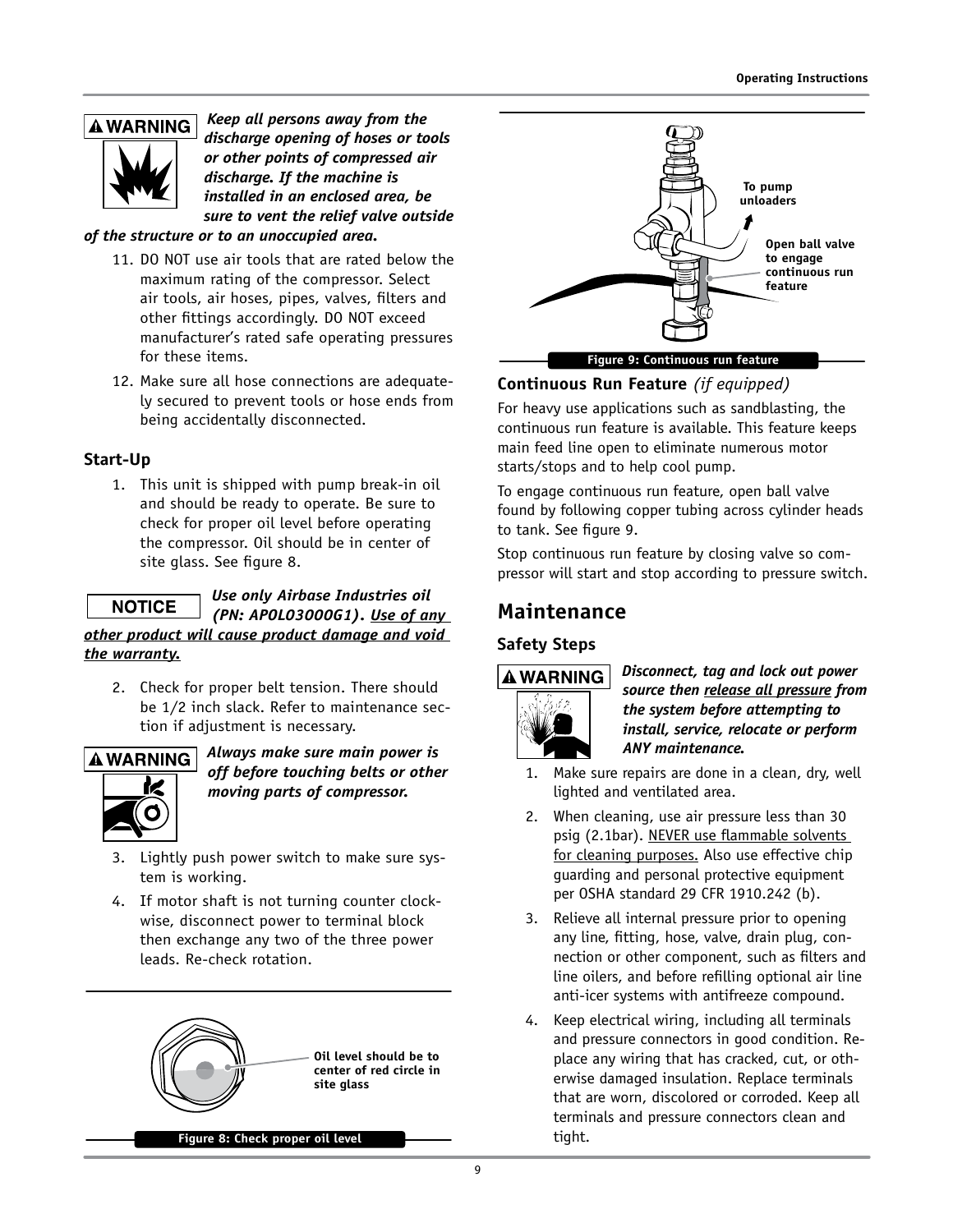**⚠ WARNING** *Keep all persons away from the discharge opening of hoses or tools or other points of compressed air discharge. If the machine is installed in an enclosed area, be sure to vent the relief valve outside of the structure or to an unoccupied area.*

11. DO NOT use air tools that are rated below the maximum rating of the compressor. Select air tools, air hoses, pipes, valves, filters and other fittings accordingly. DO NOT exceed manufacturer's rated safe operating pressures for these items.
12. Make sure all hose connections are adequately secured to prevent tools or hose ends from being accidentally disconnected.

### Start-Up

1. This unit is shipped with pump break-in oil and should be ready to operate. Be sure to check for proper oil level before operating the compressor. Oil should be in center of site glass. See figure 8.

**NOTICE** *Use only Airbase Industries oil (PN: APOL03000G1). __Use of any other product will cause product damage and void the warranty.__*

2. Check for proper belt tension. There should be 1/2 inch slack. Refer to maintenance section if adjustment is necessary.

**⚠ WARNING** *Always make sure main power is off before touching belts or other moving parts of compressor.*

3. Lightly push power switch to make sure system is working.
4. If motor shaft is not turning counter clockwise, disconnect power to terminal block then exchange any two of the three power leads. Re-check rotation.

Oil level should be to center of red circle in site glass

Figure 8: Check proper oil level

To pump unloaders

Open ball valve to engage continuous run feature

Figure 9: Continuous run feature

### Continuous Run Feature *(if equipped)*

For heavy use applications such as sandblasting, the continuous run feature is available. This feature keeps main feed line open to eliminate numerous motor starts/stops and to help cool pump.

To engage continuous run feature, open ball valve found by following copper tubing across cylinder heads to tank. See figure 9.

Stop continuous run feature by closing valve so compressor will start and stop according to pressure switch.

## Maintenance

### Safety Steps

**⚠ WARNING** *Disconnect, tag and lock out power source then __release all pressure__ from the system before attempting to install, service, relocate or perform ANY maintenance.*

1. Make sure repairs are done in a clean, dry, well lighted and ventilated area.
2. When cleaning, use air pressure less than 30 psig (2.1bar). __NEVER use flammable solvents for cleaning purposes.__ Also use effective chip guarding and personal protective equipment per OSHA standard 29 CFR 1910.242 (b).
3. Relieve all internal pressure prior to opening any line, fitting, hose, valve, drain plug, connection or other component, such as filters and line oilers, and before refilling optional air line anti-icer systems with antifreeze compound.
4. Keep electrical wiring, including all terminals and pressure connectors in good condition. Replace any wiring that has cracked, cut, or otherwise damaged insulation. Replace terminals that are worn, discolored or corroded. Keep all terminals and pressure connectors clean and tight.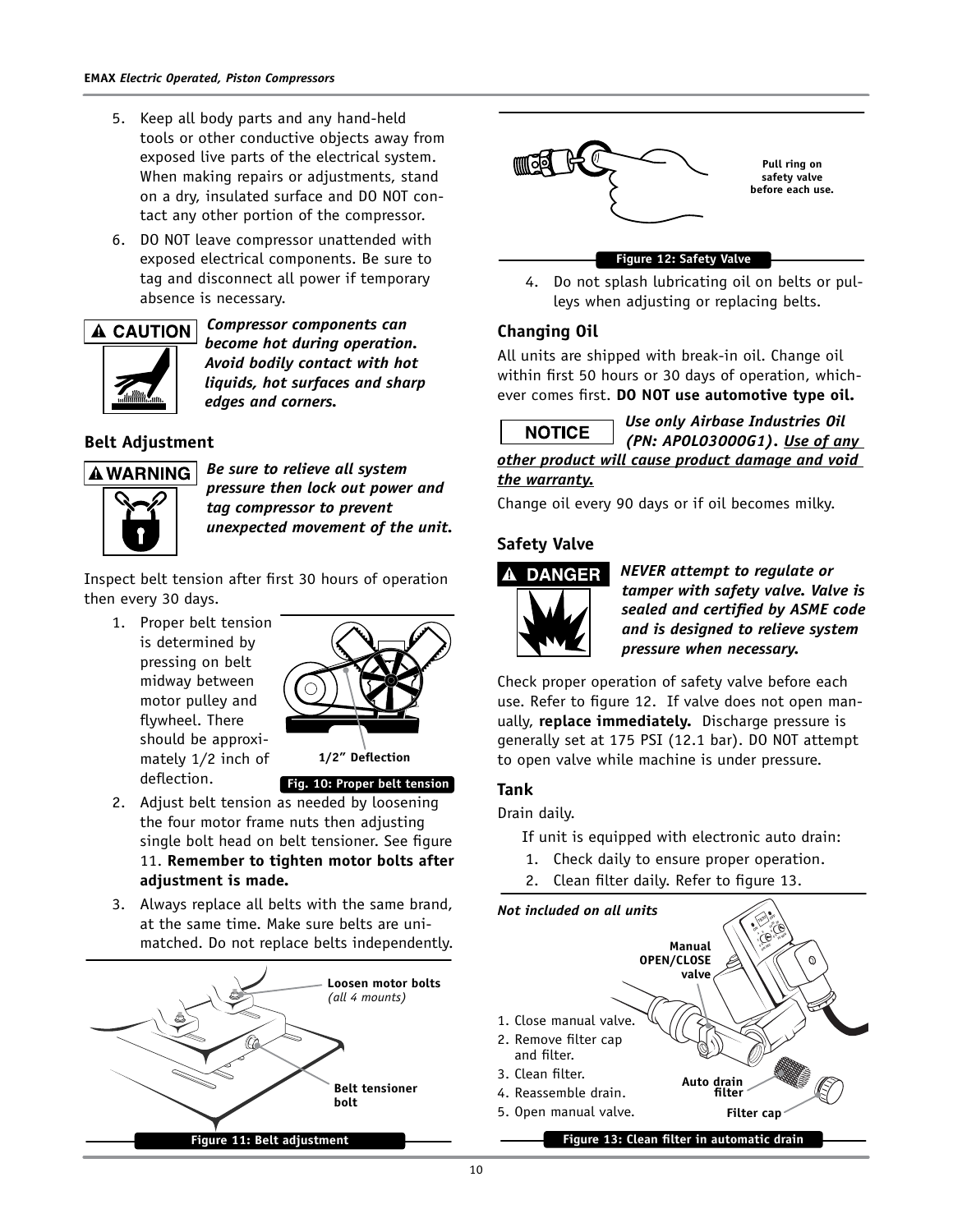5. Keep all body parts and any hand-held tools or other conductive objects away from exposed live parts of the electrical system. When making repairs or adjustments, stand on a dry, insulated surface and DO NOT contact any other portion of the compressor.
6. DO NOT leave compressor unattended with exposed electrical components. Be sure to tag and disconnect all power if temporary absence is necessary.

**⚠ CAUTION** ***Compressor components can become hot during operation. Avoid bodily contact with hot liquids, hot surfaces and sharp edges and corners.***

### Belt Adjustment

**⚠ WARNING** ***Be sure to relieve all system pressure then lock out power and tag compressor to prevent unexpected movement of the unit.***

Inspect belt tension after first 30 hours of operation then every 30 days.

1. Proper belt tension is determined by pressing on belt midway between motor pulley and flywheel. There should be approximately 1/2 inch of deflection.

1/2" Deflection

Fig. 10: Proper belt tension

2. Adjust belt tension as needed by loosening the four motor frame nuts then adjusting single bolt head on belt tensioner. See figure 11. **Remember to tighten motor bolts after adjustment is made.**
3. Always replace all belts with the same brand, at the same time. Make sure belts are unimatched. Do not replace belts independently.

Loosen motor bolts *(all 4 mounts)*

Belt tensioner bolt

Figure 11: Belt adjustment

Pull ring on safety valve before each use.

Figure 12: Safety Valve

4. Do not splash lubricating oil on belts or pulleys when adjusting or replacing belts.

### Changing Oil

All units are shipped with break-in oil. Change oil within first 50 hours or 30 days of operation, whichever comes first. **DO NOT use automotive type oil.**

**NOTICE** ***Use only Airbase Industries Oil (PN: APOLO3000G1). <u>Use of any other product will cause product damage and void the warranty.</u>***

Change oil every 90 days or if oil becomes milky.

### Safety Valve

**⚠ DANGER** ***NEVER attempt to regulate or tamper with safety valve. Valve is sealed and certified by ASME code and is designed to relieve system pressure when necessary.***

Check proper operation of safety valve before each use. Refer to figure 12. If valve does not open manually, **replace immediately.** Discharge pressure is generally set at 175 PSI (12.1 bar). DO NOT attempt to open valve while machine is under pressure.

### Tank

Drain daily.

If unit is equipped with electronic auto drain:

1. Check daily to ensure proper operation.
2. Clean filter daily. Refer to figure 13.

*Not included on all units*

1. Close manual valve.
2. Remove filter cap and filter.
3. Clean filter.
4. Reassemble drain.
5. Open manual valve.

Manual OPEN/CLOSE valve

Auto drain filter

Filter cap

Figure 13: Clean filter in automatic drain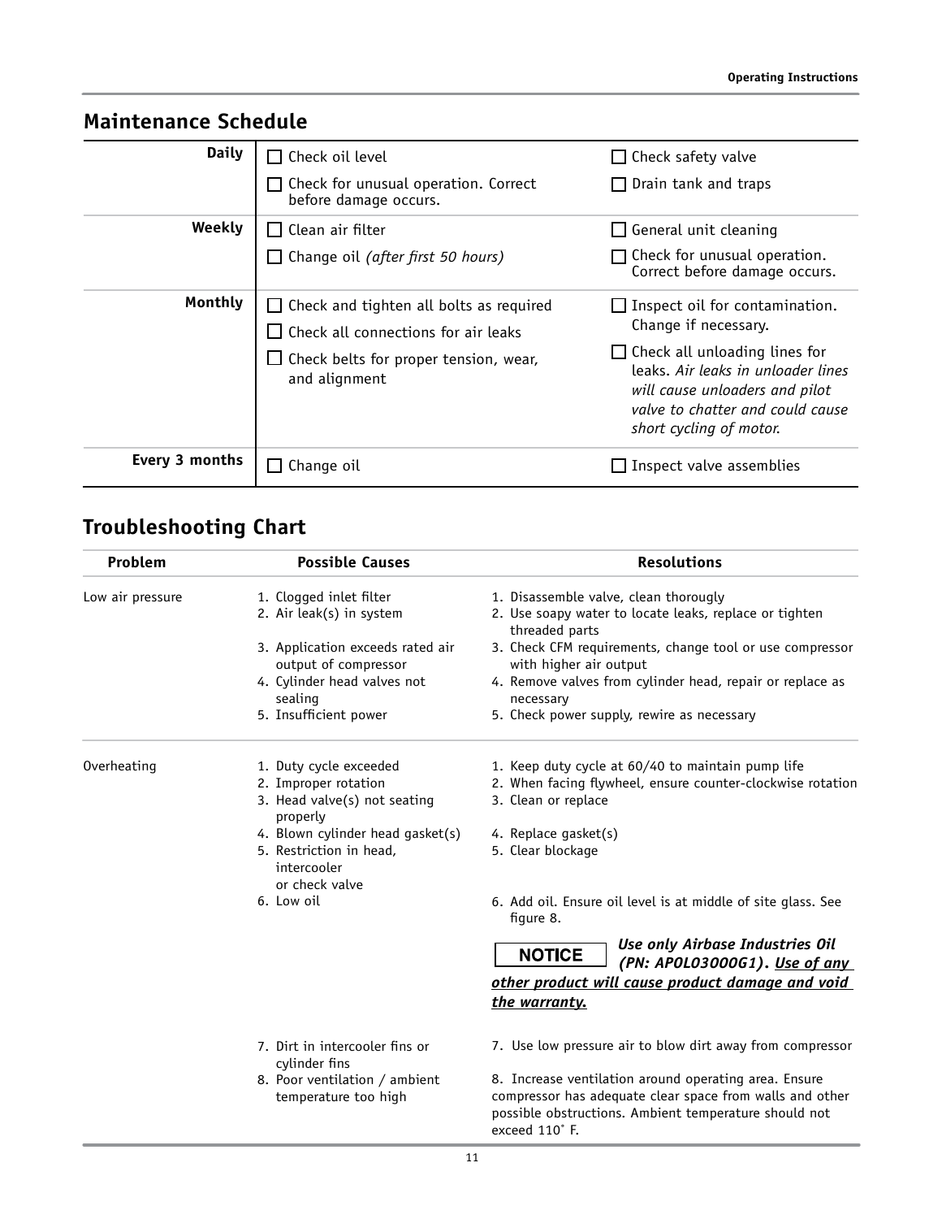## Maintenance Schedule

| | | |
|---|---|---|
| **Daily** | ☐ Check oil level<br>☐ Check for unusual operation. Correct before damage occurs. | ☐ Check safety valve<br>☐ Drain tank and traps |
| **Weekly** | ☐ Clean air filter<br>☐ Change oil *(after first 50 hours)* | ☐ General unit cleaning<br>☐ Check for unusual operation. Correct before damage occurs. |
| **Monthly** | ☐ Check and tighten all bolts as required<br>☐ Check all connections for air leaks<br>☐ Check belts for proper tension, wear, and alignment | ☐ Inspect oil for contamination. Change if necessary.<br>☐ Check all unloading lines for leaks. *Air leaks in unloader lines will cause unloaders and pilot valve to chatter and could cause short cycling of motor.* |
| **Every 3 months** | ☐ Change oil | ☐ Inspect valve assemblies |

## Troubleshooting Chart

| Problem | Possible Causes | Resolutions |
|---|---|---|
| Low air pressure | 1. Clogged inlet filter<br>2. Air leak(s) in system<br>3. Application exceeds rated air output of compressor<br>4. Cylinder head valves not sealing<br>5. Insufficient power | 1. Disassemble valve, clean thorougly<br>2. Use soapy water to locate leaks, replace or tighten threaded parts<br>3. Check CFM requirements, change tool or use compressor with higher air output<br>4. Remove valves from cylinder head, repair or replace as necessary<br>5. Check power supply, rewire as necessary |
| Overheating | 1. Duty cycle exceeded<br>2. Improper rotation<br>3. Head valve(s) not seating properly<br>4. Blown cylinder head gasket(s)<br>5. Restriction in head, intercooler or check valve<br>6. Low oil<br>7. Dirt in intercooler fins or cylinder fins<br>8. Poor ventilation / ambient temperature too high | 1. Keep duty cycle at 60/40 to maintain pump life<br>2. When facing flywheel, ensure counter-clockwise rotation<br>3. Clean or replace<br>4. Replace gasket(s)<br>5. Clear blockage<br>6. Add oil. Ensure oil level is at middle of site glass. See figure 8.<br>**NOTICE** ***Use only Airbase Industries Oil (PN: APOL03000G1). <u>Use of any other product will cause product damage and void the warranty.</u>***<br>7. Use low pressure air to blow dirt away from compressor<br>8. Increase ventilation around operating area. Ensure compressor has adequate clear space from walls and other possible obstructions. Ambient temperature should not exceed 110˚ F. |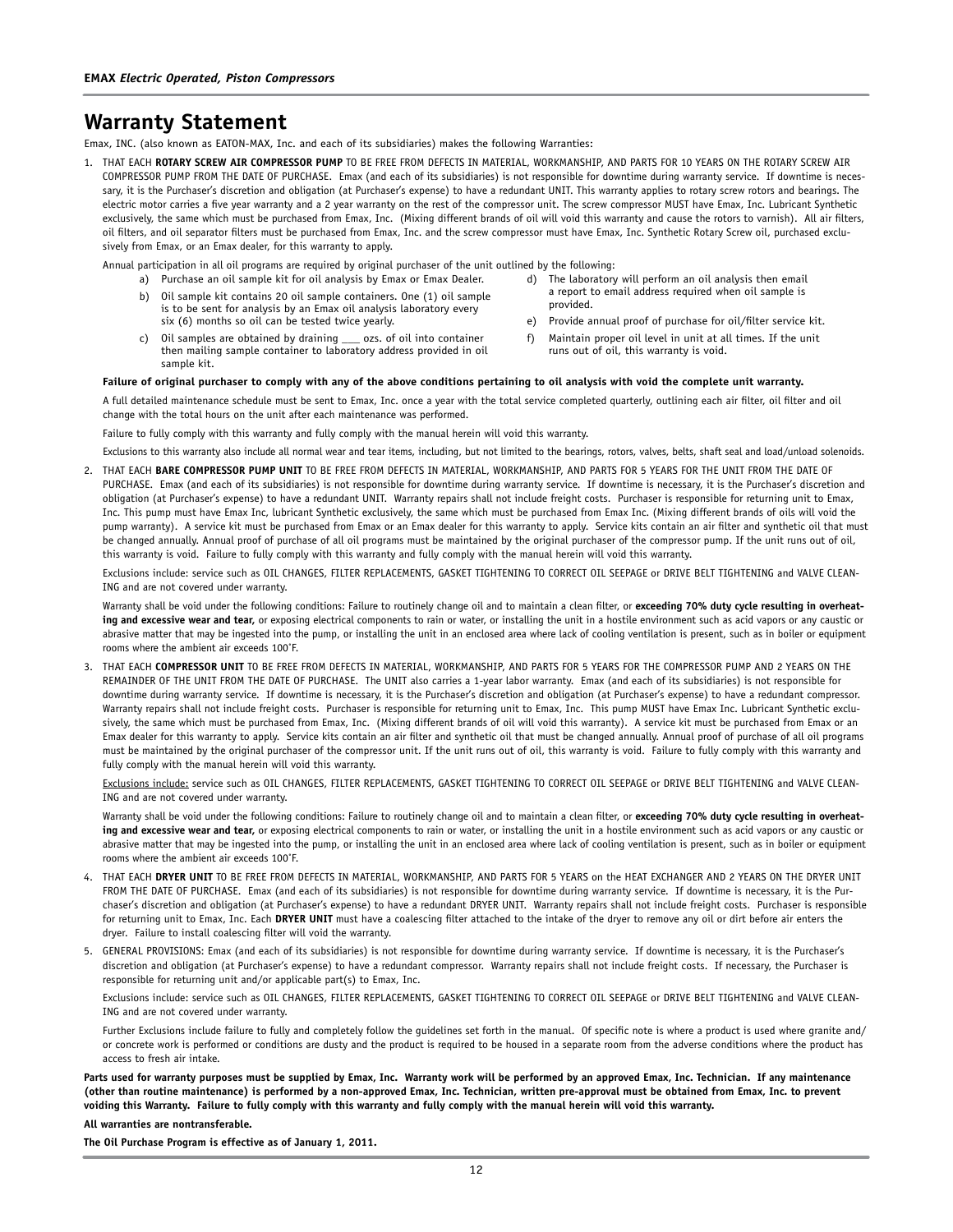## Warranty Statement

Emax, INC. (also known as EATON-MAX, Inc. and each of its subsidiaries) makes the following Warranties:

1. THAT EACH **ROTARY SCREW AIR COMPRESSOR PUMP** TO BE FREE FROM DEFECTS IN MATERIAL, WORKMANSHIP, AND PARTS FOR 10 YEARS ON THE ROTARY SCREW AIR COMPRESSOR PUMP FROM THE DATE OF PURCHASE. Emax (and each of its subsidiaries) is not responsible for downtime during warranty service. If downtime is necessary, it is the Purchaser's discretion and obligation (at Purchaser's expense) to have a redundant UNIT. This warranty applies to rotary screw rotors and bearings. The electric motor carries a five year warranty and a 2 year warranty on the rest of the compressor unit. The screw compressor MUST have Emax, Inc. Lubricant Synthetic exclusively, the same which must be purchased from Emax, Inc. (Mixing different brands of oil will void this warranty and cause the rotors to varnish). All air filters, oil filters, and oil separator filters must be purchased from Emax, Inc. and the screw compressor must have Emax, Inc. Synthetic Rotary Screw oil, purchased exclusively from Emax, or an Emax dealer, for this warranty to apply.

   Annual participation in all oil programs are required by original purchaser of the unit outlined by the following:

   a) Purchase an oil sample kit for oil analysis by Emax or Emax Dealer.
   b) Oil sample kit contains 20 oil sample containers. One (1) oil sample is to be sent for analysis by an Emax oil analysis laboratory every six (6) months so oil can be tested twice yearly.
   c) Oil samples are obtained by draining ___ ozs. of oil into container then mailing sample container to laboratory address provided in oil sample kit.
   d) The laboratory will perform an oil analysis then email a report to email address required when oil sample is provided.
   e) Provide annual proof of purchase for oil/filter service kit.
   f) Maintain proper oil level in unit at all times. If the unit runs out of oil, this warranty is void.

   **Failure of original purchaser to comply with any of the above conditions pertaining to oil analysis with void the complete unit warranty.**

   A full detailed maintenance schedule must be sent to Emax, Inc. once a year with the total service completed quarterly, outlining each air filter, oil filter and oil change with the total hours on the unit after each maintenance was performed.

   Failure to fully comply with this warranty and fully comply with the manual herein will void this warranty.

   Exclusions to this warranty also include all normal wear and tear items, including, but not limited to the bearings, rotors, valves, belts, shaft seal and load/unload solenoids.

2. THAT EACH **BARE COMPRESSOR PUMP UNIT** TO BE FREE FROM DEFECTS IN MATERIAL, WORKMANSHIP, AND PARTS FOR 5 YEARS FOR THE UNIT FROM THE DATE OF PURCHASE. Emax (and each of its subsidiaries) is not responsible for downtime during warranty service. If downtime is necessary, it is the Purchaser's discretion and obligation (at Purchaser's expense) to have a redundant UNIT. Warranty repairs shall not include freight costs. Purchaser is responsible for returning unit to Emax, Inc. This pump must have Emax Inc, lubricant Synthetic exclusively, the same which must be purchased from Emax Inc. (Mixing different brands of oils will void the pump warranty). A service kit must be purchased from Emax or an Emax dealer for this warranty to apply. Service kits contain an air filter and synthetic oil that must be changed annually. Annual proof of purchase of all oil programs must be maintained by the original purchaser of the compressor pump. If the unit runs out of oil, this warranty is void. Failure to fully comply with this warranty and fully comply with the manual herein will void this warranty.

   Exclusions include: service such as OIL CHANGES, FILTER REPLACEMENTS, GASKET TIGHTENING TO CORRECT OIL SEEPAGE or DRIVE BELT TIGHTENING and VALVE CLEANING and are not covered under warranty.

   Warranty shall be void under the following conditions: Failure to routinely change oil and to maintain a clean filter, or **exceeding 70% duty cycle resulting in overheating and excessive wear and tear,** or exposing electrical components to rain or water, or installing the unit in a hostile environment such as acid vapors or any caustic or abrasive matter that may be ingested into the pump, or installing the unit in an enclosed area where lack of cooling ventilation is present, such as in boiler or equipment rooms where the ambient air exceeds 100˚F.

3. THAT EACH **COMPRESSOR UNIT** TO BE FREE FROM DEFECTS IN MATERIAL, WORKMANSHIP, AND PARTS FOR 5 YEARS FOR THE COMPRESSOR PUMP AND 2 YEARS ON THE REMAINDER OF THE UNIT FROM THE DATE OF PURCHASE. The UNIT also carries a 1-year labor warranty. Emax (and each of its subsidiaries) is not responsible for downtime during warranty service. If downtime is necessary, it is the Purchaser's discretion and obligation (at Purchaser's expense) to have a redundant compressor. Warranty repairs shall not include freight costs. Purchaser is responsible for returning unit to Emax, Inc. This pump MUST have Emax Inc. Lubricant Synthetic exclusively, the same which must be purchased from Emax, Inc. (Mixing different brands of oil will void this warranty). A service kit must be purchased from Emax or an Emax dealer for this warranty to apply. Service kits contain an air filter and synthetic oil that must be changed annually. Annual proof of purchase of all oil programs must be maintained by the original purchaser of the compressor unit. If the unit runs out of oil, this warranty is void. Failure to fully comply with this warranty and fully comply with the manual herein will void this warranty.

   Exclusions include: service such as OIL CHANGES, FILTER REPLACEMENTS, GASKET TIGHTENING TO CORRECT OIL SEEPAGE or DRIVE BELT TIGHTENING and VALVE CLEANING and are not covered under warranty.

   Warranty shall be void under the following conditions: Failure to routinely change oil and to maintain a clean filter, or **exceeding 70% duty cycle resulting in overheating and excessive wear and tear,** or exposing electrical components to rain or water, or installing the unit in a hostile environment such as acid vapors or any caustic or abrasive matter that may be ingested into the pump, or installing the unit in an enclosed area where lack of cooling ventilation is present, such as in boiler or equipment rooms where the ambient air exceeds 100˚F.

4. THAT EACH **DRYER UNIT** TO BE FREE FROM DEFECTS IN MATERIAL, WORKMANSHIP, AND PARTS FOR 5 YEARS on the HEAT EXCHANGER AND 2 YEARS ON THE DRYER UNIT FROM THE DATE OF PURCHASE. Emax (and each of its subsidiaries) is not responsible for downtime during warranty service. If downtime is necessary, it is the Purchaser's discretion and obligation (at Purchaser's expense) to have a redundant DRYER UNIT. Warranty repairs shall not include freight costs. Purchaser is responsible for returning unit to Emax, Inc. Each **DRYER UNIT** must have a coalescing filter attached to the intake of the dryer to remove any oil or dirt before air enters the dryer. Failure to install coalescing filter will void the warranty.

5. GENERAL PROVISIONS: Emax (and each of its subsidiaries) is not responsible for downtime during warranty service. If downtime is necessary, it is the Purchaser's discretion and obligation (at Purchaser's expense) to have a redundant compressor. Warranty repairs shall not include freight costs. If necessary, the Purchaser is responsible for returning unit and/or applicable part(s) to Emax, Inc.

   Exclusions include: service such as OIL CHANGES, FILTER REPLACEMENTS, GASKET TIGHTENING TO CORRECT OIL SEEPAGE or DRIVE BELT TIGHTENING and VALVE CLEANING and are not covered under warranty.

   Further Exclusions include failure to fully and completely follow the guidelines set forth in the manual. Of specific note is where a product is used where granite and/or concrete work is performed or conditions are dusty and the product is required to be housed in a separate room from the adverse conditions where the product has access to fresh air intake.

**Parts used for warranty purposes must be supplied by Emax, Inc. Warranty work will be performed by an approved Emax, Inc. Technician. If any maintenance (other than routine maintenance) is performed by a non-approved Emax, Inc. Technician, written pre-approval must be obtained from Emax, Inc. to prevent voiding this Warranty. Failure to fully comply with this warranty and fully comply with the manual herein will void this warranty.**

**All warranties are nontransferable.**

**The Oil Purchase Program is effective as of January 1, 2011.**